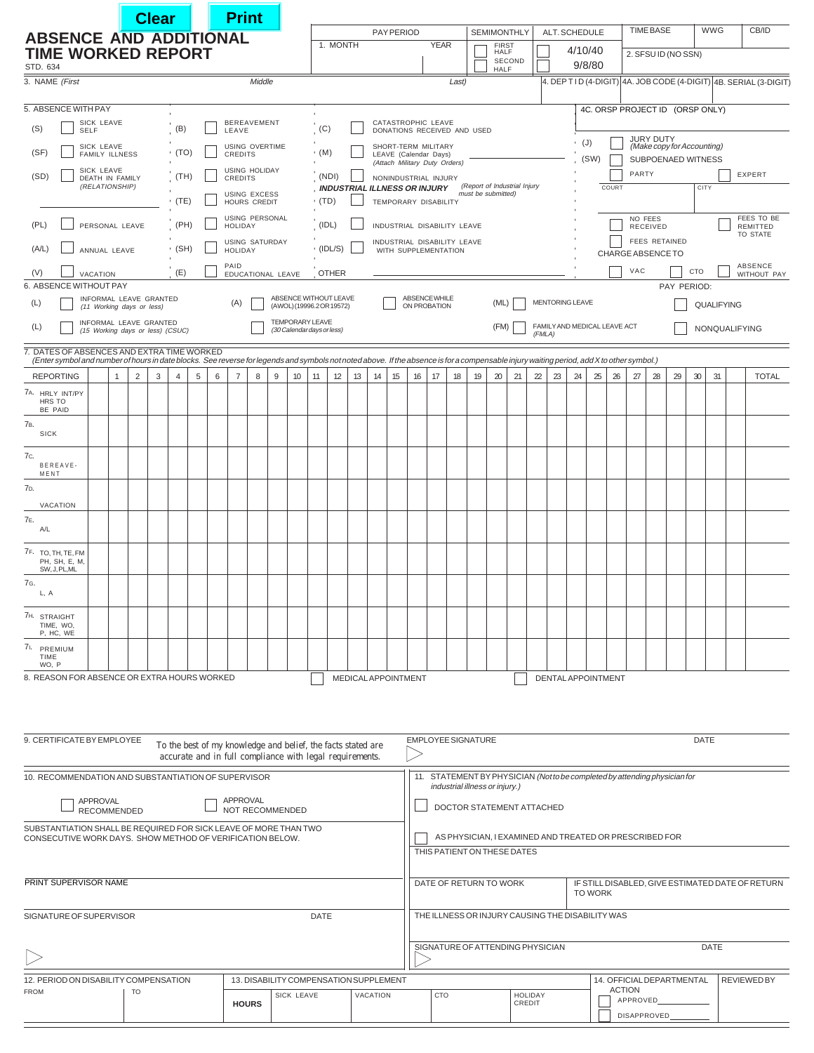Clear Print

# ABSENCE AND ADDITIONAL TIME WORKED REPORT

STD. 634

| PAY PERIOD | | SEMIMONTHLY | ALT. SCHEDULE | TIME BASE | WWG | CB/ID |
|---|---|---|---|---|---|---|
| 1. MONTH | YEAR | FIRST HALF / SECOND HALF | 4/10/40 / 9/8/80 | 2. SFSU ID (NO SSN) | | |

3. NAME *(First* Middle Last)

4. DEPT ID (4-DIGIT) | 4A. JOB CODE (4-DIGIT) | 4B. SERIAL (3-DIGIT)

4C. ORSP PROJECT ID (ORSP ONLY)

## 5. ABSENCE WITH PAY

- (S) SICK LEAVE SELF
- (SF) SICK LEAVE FAMILY ILLNESS
- (SD) SICK LEAVE DEATH IN FAMILY *(RELATIONSHIP)*
- (PL) PERSONAL LEAVE
- (A/L) ANNUAL LEAVE
- (V) VACATION
- (B) BEREAVEMENT LEAVE
- (TO) USING OVERTIME CREDITS
- (TH) USING HOLIDAY CREDITS
- (TE) USING EXCESS HOURS CREDIT
- (PH) USING PERSONAL HOLIDAY
- (SH) USING SATURDAY HOLIDAY
- (E) PAID EDUCATIONAL LEAVE
- (C) CATASTROPHIC LEAVE DONATIONS RECEIVED AND USED
- (M) SHORT-TERM MILITARY LEAVE (Calendar Days) *(Attach Military Duty Orders)*
- (NDI) NONINDUSTRIAL INJURY
- ***INDUSTRIAL ILLNESS OR INJURY*** *(Report of Industrial Injury must be submitted)*
- (TD) TEMPORARY DISABILITY
- (IDL) INDUSTRIAL DISABILITY LEAVE
- (IDL/S) INDUSTRIAL DISABILITY LEAVE WITH SUPPLEMENTATION
- OTHER
- (J) JURY DUTY *(Make copy for Accounting)*
- (SW) SUBPOENAED WITNESS — PARTY / EXPERT — COURT / CITY
- NO FEES RECEIVED / FEES TO BE REMITTED TO STATE / FEES RETAINED
- CHARGE ABSENCE TO: VAC / CTO / ABSENCE WITHOUT PAY

## 6. ABSENCE WITHOUT PAY

- (L) INFORMAL LEAVE GRANTED *(11 Working days or less)*
- (L) INFORMAL LEAVE GRANTED *(15 Working days or less) (CSUC)*
- (A) ABSENCE WITHOUT LEAVE (AWOL) (19996.2 OR 19572)
- TEMPORARY LEAVE *(30 Calendar days or less)*
- ABSENCE WHILE ON PROBATION
- (ML) MENTORING LEAVE
- (FM) FAMILY AND MEDICAL LEAVE ACT *(FMLA)*
- PAY PERIOD: QUALIFYING / NONQUALIFYING

## 7. DATES OF ABSENCES AND EXTRA TIME WORKED

*(Enter symbol and number of hours in date blocks. See reverse for legends and symbols not noted above. If the absence is for a compensable injury waiting period, add X to other symbol.)*

| REPORTING | 1 | 2 | 3 | 4 | 5 | 6 | 7 | 8 | 9 | 10 | 11 | 12 | 13 | 14 | 15 | 16 | 17 | 18 | 19 | 20 | 21 | 22 | 23 | 24 | 25 | 26 | 27 | 28 | 29 | 30 | 31 | | TOTAL |
|---|---|---|---|---|---|---|---|---|---|---|---|---|---|---|---|---|---|---|---|---|---|---|---|---|---|---|---|---|---|---|---|---|---|
| 7A. HRLY INT/PY HRS TO BE PAID | | | | | | | | | | | | | | | | | | | | | | | | | | | | | | | | | |
| 7B. SICK | | | | | | | | | | | | | | | | | | | | | | | | | | | | | | | | | |
| 7C. BEREAVEMENT | | | | | | | | | | | | | | | | | | | | | | | | | | | | | | | | | |
| 7D. VACATION | | | | | | | | | | | | | | | | | | | | | | | | | | | | | | | | | |
| 7E. A/L | | | | | | | | | | | | | | | | | | | | | | | | | | | | | | | | | |
| 7F. TO, TH, TE, FM PH, SH, E, M, SW, J, PL, ML | | | | | | | | | | | | | | | | | | | | | | | | | | | | | | | | | |
| 7G. L, A | | | | | | | | | | | | | | | | | | | | | | | | | | | | | | | | | |
| 7H. STRAIGHT TIME, WO, P, HC, WE | | | | | | | | | | | | | | | | | | | | | | | | | | | | | | | | | |
| 7I. PREMIUM TIME WO, P | | | | | | | | | | | | | | | | | | | | | | | | | | | | | | | | | |

8. REASON FOR ABSENCE OR EXTRA HOURS WORKED — MEDICAL APPOINTMENT / DENTAL APPOINTMENT

9. CERTIFICATE BY EMPLOYEE — To the best of my knowledge and belief, the facts stated are accurate and in full compliance with legal requirements.

EMPLOYEE SIGNATURE DATE

10. RECOMMENDATION AND SUBSTANTIATION OF SUPERVISOR

- APPROVAL RECOMMENDED
- APPROVAL NOT RECOMMENDED

SUBSTANTIATION SHALL BE REQUIRED FOR SICK LEAVE OF MORE THAN TWO CONSECUTIVE WORK DAYS. SHOW METHOD OF VERIFICATION BELOW.

PRINT SUPERVISOR NAME

SIGNATURE OF SUPERVISOR DATE

11. STATEMENT BY PHYSICIAN *(Not to be completed by attending physician for industrial illness or injury.)*

- DOCTOR STATEMENT ATTACHED
- AS PHYSICIAN, I EXAMINED AND TREATED OR PRESCRIBED FOR THIS PATIENT ON THESE DATES

DATE OF RETURN TO WORK | IF STILL DISABLED, GIVE ESTIMATED DATE OF RETURN TO WORK

THE ILLNESS OR INJURY CAUSING THE DISABILITY WAS

SIGNATURE OF ATTENDING PHYSICIAN DATE

| 12. PERIOD ON DISABILITY COMPENSATION | | 13. DISABILITY COMPENSATION SUPPLEMENT | | | | | 14. OFFICIAL DEPARTMENTAL ACTION | REVIEWED BY |
|---|---|---|---|---|---|---|---|---|
| FROM | TO | HOURS | SICK LEAVE | VACATION | CTO | HOLIDAY CREDIT | APPROVED ____ / DISAPPROVED ____ | |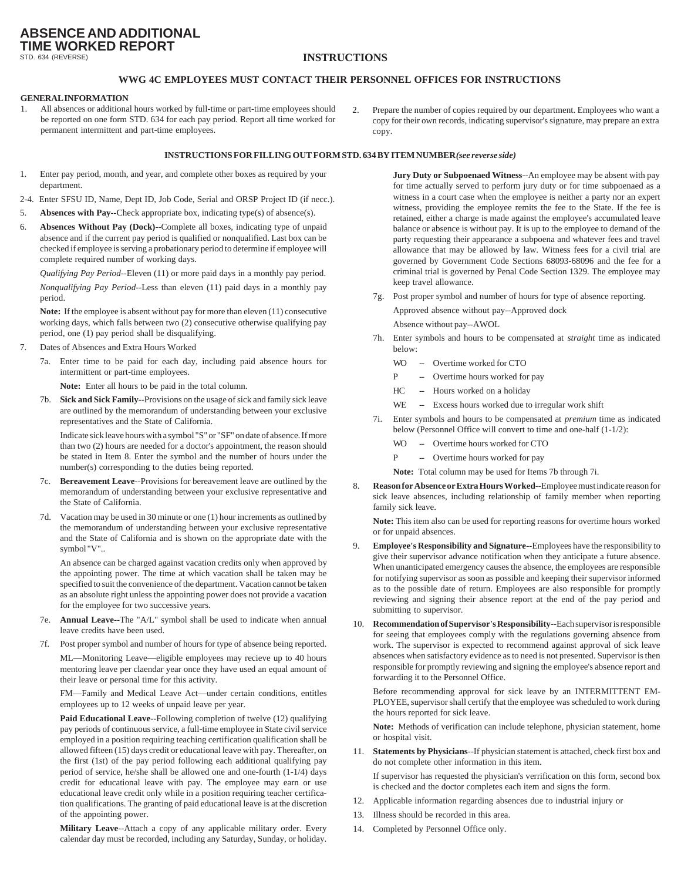# ABSENCE AND ADDITIONAL TIME WORKED REPORT

STD. 634 (REVERSE)

## INSTRUCTIONS

### WWG 4C EMPLOYEES MUST CONTACT THEIR PERSONNEL OFFICES FOR INSTRUCTIONS

**GENERAL INFORMATION**

1. All absences or additional hours worked by full-time or part-time employees should be reported on one form STD. 634 for each pay period. Report all time worked for permanent intermittent and part-time employees.
2. Prepare the number of copies required by our department. Employees who want a copy for their own records, indicating supervisor's signature, may prepare an extra copy.

**INSTRUCTIONS FOR FILLING OUT FORM STD. 634 BY ITEM NUMBER** ***(see reverse side)***

1. Enter pay period, month, and year, and complete other boxes as required by your department.

2-4. Enter SFSU ID, Name, Dept ID, Job Code, Serial and ORSP Project ID (if necc.).

5. **Absences with Pay**--Check appropriate box, indicating type(s) of absence(s).
6. **Absences Without Pay (Dock)**--Complete all boxes, indicating type of unpaid absence and if the current pay period is qualified or nonqualified. Last box can be checked if employee is serving a probationary period to determine if employee will complete required number of working days.

   *Qualifying Pay Period*--Eleven (11) or more paid days in a monthly pay period.

   *Nonqualifying Pay Period*--Less than eleven (11) paid days in a monthly pay period.

   **Note:** If the employee is absent without pay for more than eleven (11) consecutive working days, which falls between two (2) consecutive otherwise qualifying pay period, one (1) pay period shall be disqualifying.
7. Dates of Absences and Extra Hours Worked

   7a. Enter time to be paid for each day, including paid absence hours for intermittent or part-time employees.

   **Note:** Enter all hours to be paid in the total column.

   7b. **Sick and Sick Family**--Provisions on the usage of sick and family sick leave are outlined by the memorandum of understanding between your exclusive representatives and the State of California.

   Indicate sick leave hours with a symbol "S" or "SF" on date of absence. If more than two (2) hours are needed for a doctor's appointment, the reason should be stated in Item 8. Enter the symbol and the number of hours under the number(s) corresponding to the duties being reported.

   7c. **Bereavement Leave**--Provisions for bereavement leave are outlined by the memorandum of understanding between your exclusive representative and the State of California.

   7d. Vacation may be used in 30 minute or one (1) hour increments as outlined by the memorandum of understanding between your exclusive representative and the State of California and is shown on the appropriate date with the symbol "V"..

   An absence can be charged against vacation credits only when approved by the appointing power. The time at which vacation shall be taken may be specified to suit the convenience of the department. Vacation cannot be taken as an absolute right unless the appointing power does not provide a vacation for the employee for two successive years.

   7e. **Annual Leave**--The "A/L" symbol shall be used to indicate when annual leave credits have been used.

   7f. Post proper symbol and number of hours for type of absence being reported.

   ML—Monitoring Leave—eligible employees may recieve up to 40 hours mentoring leave per claendar year once they have used an equal amount of their leave or personal time for this activity.

   FM—Family and Medical Leave Act—under certain conditions, entitles employees up to 12 weeks of unpaid leave per year.

   **Paid Educational Leave**--Following completion of twelve (12) qualifying pay periods of continuous service, a full-time employee in State civil service employed in a position requiring teaching certification qualification shall be allowed fifteen (15) days credit or educational leave with pay. Thereafter, on the first (1st) of the pay period following each additional qualifying pay period of service, he/she shall be allowed one and one-fourth (1-1/4) days credit for educational leave with pay. The employee may earn or use educational leave credit only while in a position requiring teacher certification qualifications. The granting of paid educational leave is at the discretion of the appointing power.

   **Military Leave**--Attach a copy of any applicable military order. Every calendar day must be recorded, including any Saturday, Sunday, or holiday.

   **Jury Duty or Subpoenaed Witness**--An employee may be absent with pay for time actually served to perform jury duty or for time subpoenaed as a witness in a court case when the employee is neither a party nor an expert witness, providing the employee remits the fee to the State. If the fee is retained, either a charge is made against the employee's accumulated leave balance or absence is without pay. It is up to the employee to demand of the party requesting their appearance a subpoena and whatever fees and travel allowance that may be allowed by law. Witness fees for a civil trial are governed by Government Code Sections 68093-68096 and the fee for a criminal trial is governed by Penal Code Section 1329. The employee may keep travel allowance.

   7g. Post proper symbol and number of hours for type of absence reporting.

   Approved absence without pay--Approved dock

   Absence without pay--AWOL

   7h. Enter symbols and hours to be compensated at *straight* time as indicated below:

   - WO – Overtime worked for CTO
   - P – Overtime hours worked for pay
   - HC – Hours worked on a holiday
   - WE – Excess hours worked due to irregular work shift

   7i. Enter symbols and hours to be compensated at *premium* time as indicated below (Personnel Office will convert to time and one-half (1-1/2):

   - WO – Overtime hours worked for CTO
   - P – Overtime hours worked for pay

   **Note:** Total column may be used for Items 7b through 7i.
8. **Reason for Absence or Extra Hours Worked**--Employee must indicate reason for sick leave absences, including relationship of family member when reporting family sick leave.

   **Note:** This item also can be used for reporting reasons for overtime hours worked or for unpaid absences.
9. **Employee's Responsibility and Signature**--Employees have the responsibility to give their supervisor advance notification when they anticipate a future absence. When unanticipated emergency causes the absence, the employees are responsible for notifying supervisor as soon as possible and keeping their supervisor informed as to the possible date of return. Employees are also responsible for promptly reviewing and signing their absence report at the end of the pay period and submitting to supervisor.
10. **Recommendation of Supervisor's Responsibility**--Each supervisor is responsible for seeing that employees comply with the regulations governing absence from work. The supervisor is expected to recommend against approval of sick leave absences when satisfactory evidence as to need is not presented. Supervisor is then responsible for promptly reviewing and signing the employee's absence report and forwarding it to the Personnel Office.

    Before recommending approval for sick leave by an INTERMITTENT EMPLOYEE, supervisor shall certify that the employee was scheduled to work during the hours reported for sick leave.

    **Note:** Methods of verification can include telephone, physician statement, home or hospital visit.
11. **Statements by Physicians**--If physician statement is attached, check first box and do not complete other information in this item.

    If supervisor has requested the physician's verrification on this form, second box is checked and the doctor completes each item and signs the form.
12. Applicable information regarding absences due to industrial injury or
13. Illness should be recorded in this area.
14. Completed by Personnel Office only.